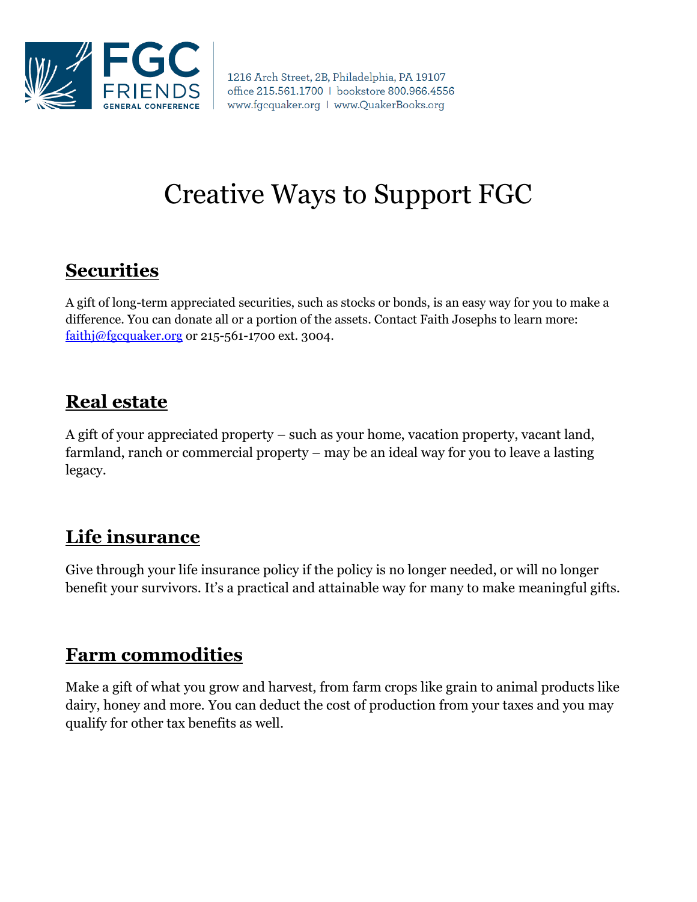FGC FRIENDS GENERAL CONFERENCE

1216 Arch Street, 2B, Philadelphia, PA 19107
office 215.561.1700 | bookstore 800.966.4556
www.fgcquaker.org | www.QuakerBooks.org

# Creative Ways to Support FGC

## Securities

A gift of long-term appreciated securities, such as stocks or bonds, is an easy way for you to make a difference. You can donate all or a portion of the assets. Contact Faith Josephs to learn more: faithj@fgcquaker.org or 215-561-1700 ext. 3004.

## Real estate

A gift of your appreciated property – such as your home, vacation property, vacant land, farmland, ranch or commercial property – may be an ideal way for you to leave a lasting legacy.

## Life insurance

Give through your life insurance policy if the policy is no longer needed, or will no longer benefit your survivors. It's a practical and attainable way for many to make meaningful gifts.

## Farm commodities

Make a gift of what you grow and harvest, from farm crops like grain to animal products like dairy, honey and more. You can deduct the cost of production from your taxes and you may qualify for other tax benefits as well.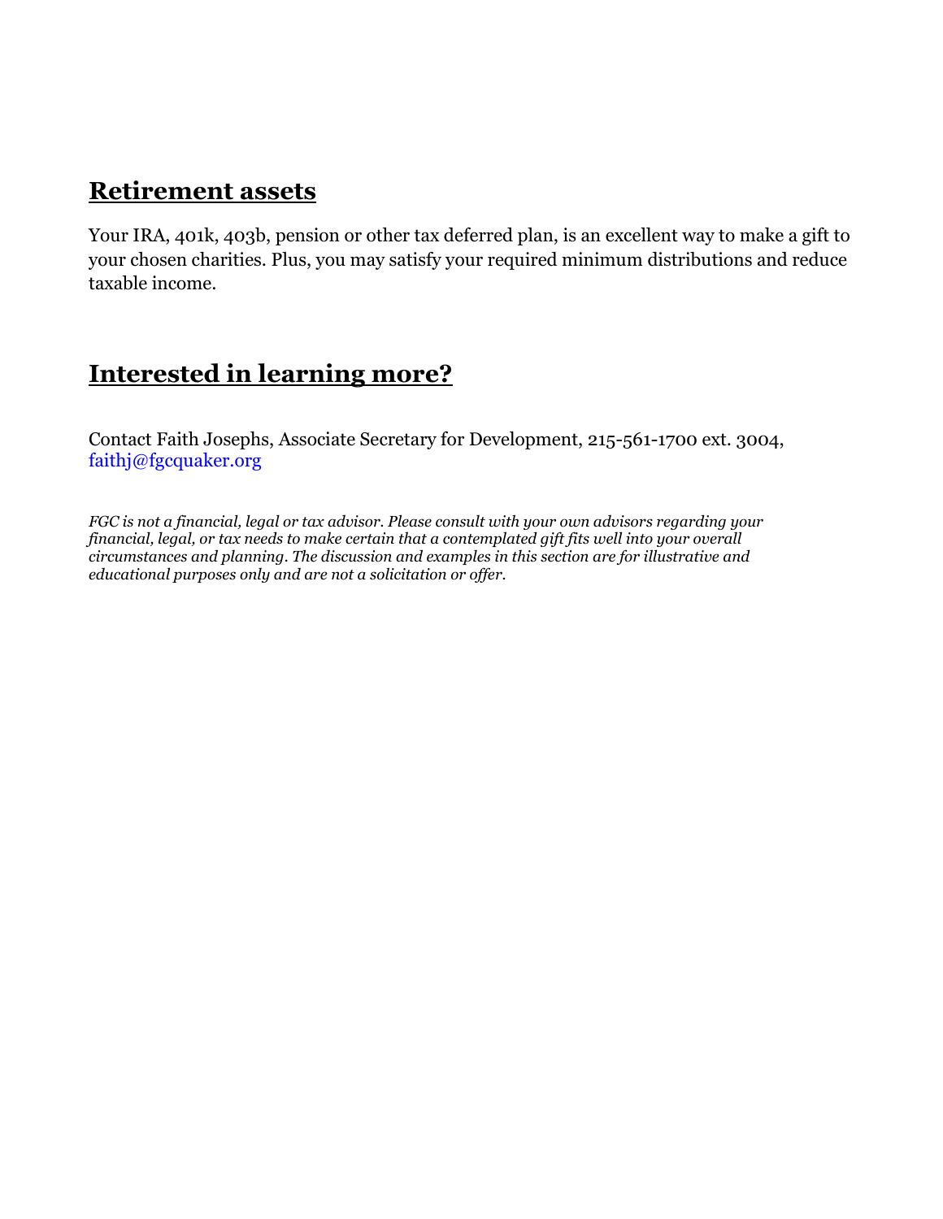## **Retirement assets**

Your IRA, 401k, 403b, pension or other tax deferred plan, is an excellent way to make a gift to your chosen charities. Plus, you may satisfy your required minimum distributions and reduce taxable income.

## **Interested in learning more?**

Contact Faith Josephs, Associate Secretary for Development, 215-561-1700 ext. 3004, faithj@fgcquaker.org

*FGC is not a financial, legal or tax advisor. Please consult with your own advisors regarding your financial, legal, or tax needs to make certain that a contemplated gift fits well into your overall circumstances and planning. The discussion and examples in this section are for illustrative and educational purposes only and are not a solicitation or offer.*